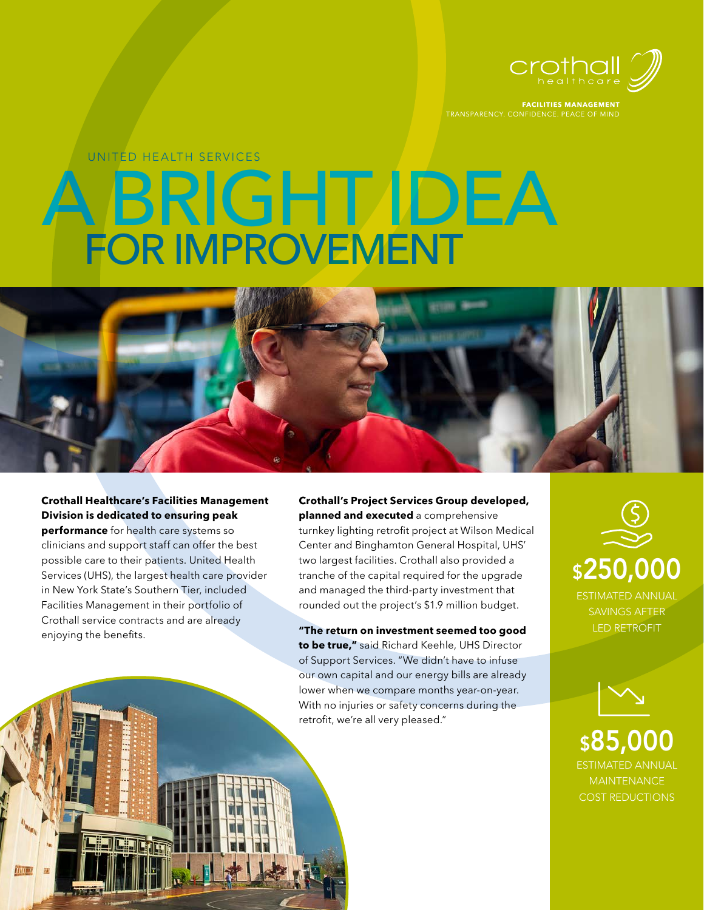crothall healthcare

**FACILITIES MANAGEMENT**
TRANSPARENCY. CONFIDENCE. PEACE OF MIND

UNITED HEALTH SERVICES

# A BRIGHT IDEA FOR IMPROVEMENT

**Crothall Healthcare's Facilities Management Division is dedicated to ensuring peak performance** for health care systems so clinicians and support staff can offer the best possible care to their patients. United Health Services (UHS), the largest health care provider in New York State's Southern Tier, included Facilities Management in their portfolio of Crothall service contracts and are already enjoying the benefits.

**Crothall's Project Services Group developed, planned and executed** a comprehensive turnkey lighting retrofit project at Wilson Medical Center and Binghamton General Hospital, UHS' two largest facilities. Crothall also provided a tranche of the capital required for the upgrade and managed the third-party investment that rounded out the project's $1.9 million budget.

**"The return on investment seemed too good to be true,"** said Richard Keehle, UHS Director of Support Services. "We didn't have to infuse our own capital and our energy bills are already lower when we compare months year-on-year. With no injuries or safety concerns during the retrofit, we're all very pleased."

**$250,000**
ESTIMATED ANNUAL SAVINGS AFTER LED RETROFIT

**$85,000**
ESTIMATED ANNUAL MAINTENANCE COST REDUCTIONS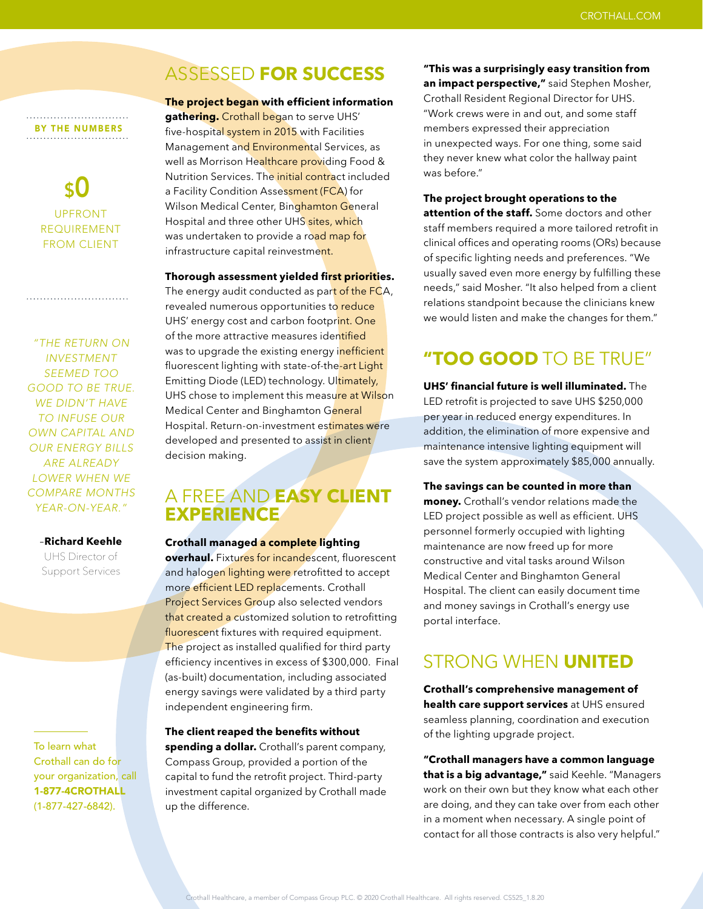**BY THE NUMBERS**

**$0**

UPFRONT REQUIREMENT FROM CLIENT

*"THE RETURN ON INVESTMENT SEEMED TOO GOOD TO BE TRUE. WE DIDN'T HAVE TO INFUSE OUR OWN CAPITAL AND OUR ENERGY BILLS ARE ALREADY LOWER WHEN WE COMPARE MONTHS YEAR-ON-YEAR."*

–**Richard Keehle**
UHS Director of Support Services

## ASSESSED **FOR SUCCESS**

**The project began with efficient information gathering.** Crothall began to serve UHS' five-hospital system in 2015 with Facilities Management and Environmental Services, as well as Morrison Healthcare providing Food & Nutrition Services. The initial contract included a Facility Condition Assessment (FCA) for Wilson Medical Center, Binghamton General Hospital and three other UHS sites, which was undertaken to provide a road map for infrastructure capital reinvestment.

**Thorough assessment yielded first priorities.** The energy audit conducted as part of the FCA, revealed numerous opportunities to reduce UHS' energy cost and carbon footprint. One of the more attractive measures identified was to upgrade the existing energy inefficient fluorescent lighting with state-of-the-art Light Emitting Diode (LED) technology. Ultimately, UHS chose to implement this measure at Wilson Medical Center and Binghamton General Hospital. Return-on-investment estimates were developed and presented to assist in client decision making.

## A FREE AND **EASY CLIENT EXPERIENCE**

**Crothall managed a complete lighting overhaul.** Fixtures for incandescent, fluorescent and halogen lighting were retrofitted to accept more efficient LED replacements. Crothall Project Services Group also selected vendors that created a customized solution to retrofitting fluorescent fixtures with required equipment. The project as installed qualified for third party efficiency incentives in excess of $300,000. Final (as-built) documentation, including associated energy savings were validated by a third party independent engineering firm.

**The client reaped the benefits without spending a dollar.** Crothall's parent company, Compass Group, provided a portion of the capital to fund the retrofit project. Third-party investment capital organized by Crothall made up the difference.

**"This was a surprisingly easy transition from an impact perspective,"** said Stephen Mosher, Crothall Resident Regional Director for UHS. "Work crews were in and out, and some staff members expressed their appreciation in unexpected ways. For one thing, some said they never knew what color the hallway paint was before."

**The project brought operations to the attention of the staff.** Some doctors and other staff members required a more tailored retrofit in clinical offices and operating rooms (ORs) because of specific lighting needs and preferences. "We usually saved even more energy by fulfilling these needs," said Mosher. "It also helped from a client relations standpoint because the clinicians knew we would listen and make the changes for them."

## "**TOO GOOD** TO BE TRUE"

**UHS' financial future is well illuminated.** The LED retrofit is projected to save UHS $250,000 per year in reduced energy expenditures. In addition, the elimination of more expensive and maintenance intensive lighting equipment will save the system approximately $85,000 annually.

**The savings can be counted in more than money.** Crothall's vendor relations made the LED project possible as well as efficient. UHS personnel formerly occupied with lighting maintenance are now freed up for more constructive and vital tasks around Wilson Medical Center and Binghamton General Hospital. The client can easily document time and money savings in Crothall's energy use portal interface.

## STRONG WHEN **UNITED**

**Crothall's comprehensive management of health care support services** at UHS ensured seamless planning, coordination and execution of the lighting upgrade project.

**"Crothall managers have a common language that is a big advantage,"** said Keehle. "Managers work on their own but they know what each other are doing, and they can take over from each other in a moment when necessary. A single point of contact for all those contracts is also very helpful."

To learn what Crothall can do for your organization, call **1-877-4CROTHALL** (1-877-427-6842).

Crothall Healthcare, a member of Compass Group PLC. © 2020 Crothall Healthcare. All rights reserved. CS525_1.8.20